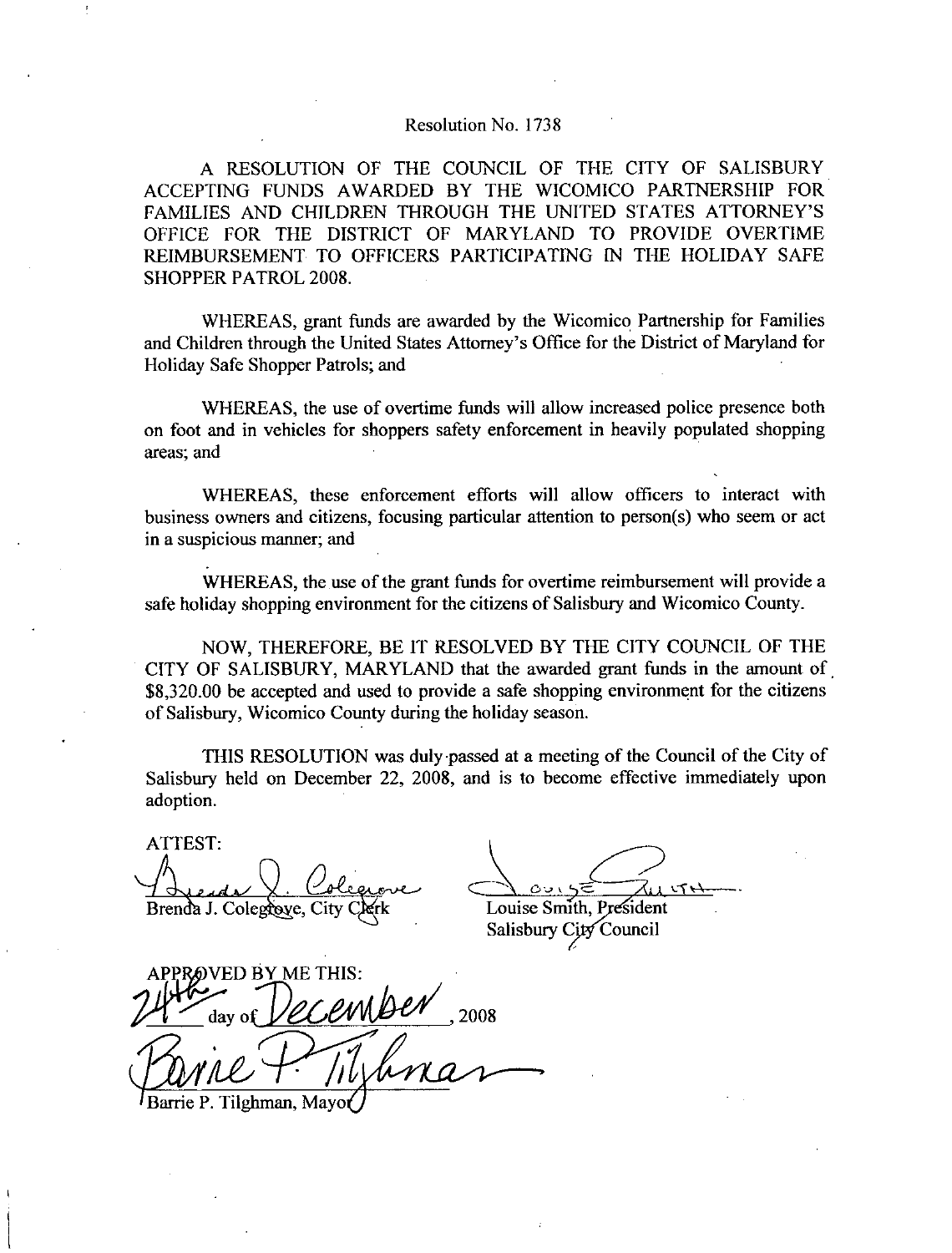# Resolution No. 1738

A RESOLUTION OF THE COUNCIL OF THE CITY OF SALISBURY ACCEPTING FUNDS AWARDED BY THE WICOMICO PARTNERSHIP FOR FAMILIES AND CHILDREN THROUGH THE UNITED STATES ATTORNEY'S OFFICE FOR THE DISTRICT OF MARYLAND TO PROVIDE OVERTIME REIMBURSEMENT TO OFFICERS PARTICIPATING IN THE HOLIDAY SAFE SHOPPER PATROL 2008.

WHEREAS, grant funds are awarded by the Wicomico Partnership for Families and Children through the United States Attorney's Office for the District of Maryland for Holiday Safe Shopper Patrols; and

WHEREAS, the use of overtime funds will allow increased police presence both on foot and in vehicles for shoppers safety enforcement in heavily populated shopping areas; and

WHEREAS, these enforcement efforts will allow officers to interact with business owners and citizens, focusing particular attention to person(s) who seem or act in a suspicious manner; and

WHEREAS, the use of the grant funds for overtime reimbursement will provide a safe holiday shopping environment for the citizens of Salisbury and Wicomico County.

NOW, THEREFORE, BE IT RESOLVED BY THE CITY COUNCIL OF THE CITY OF SALISBURY, MARYLAND that the awarded grant funds in the amount of $8,320.00 be accepted and used to provide a safe shopping environment for the citizens of Salisbury, Wicomico County during the holiday season.

THIS RESOLUTION was duly passed at a meeting of the Council of the City of Salisbury held on December 22, 2008, and is to become effective immediately upon adoption.

ATTEST:

Brenda J. Colegrove, City Clerk

Louise Smith, President
Salisbury City Council

APPROVED BY ME THIS:

24th day of December, 2008

Barrie P. Tilghman, Mayor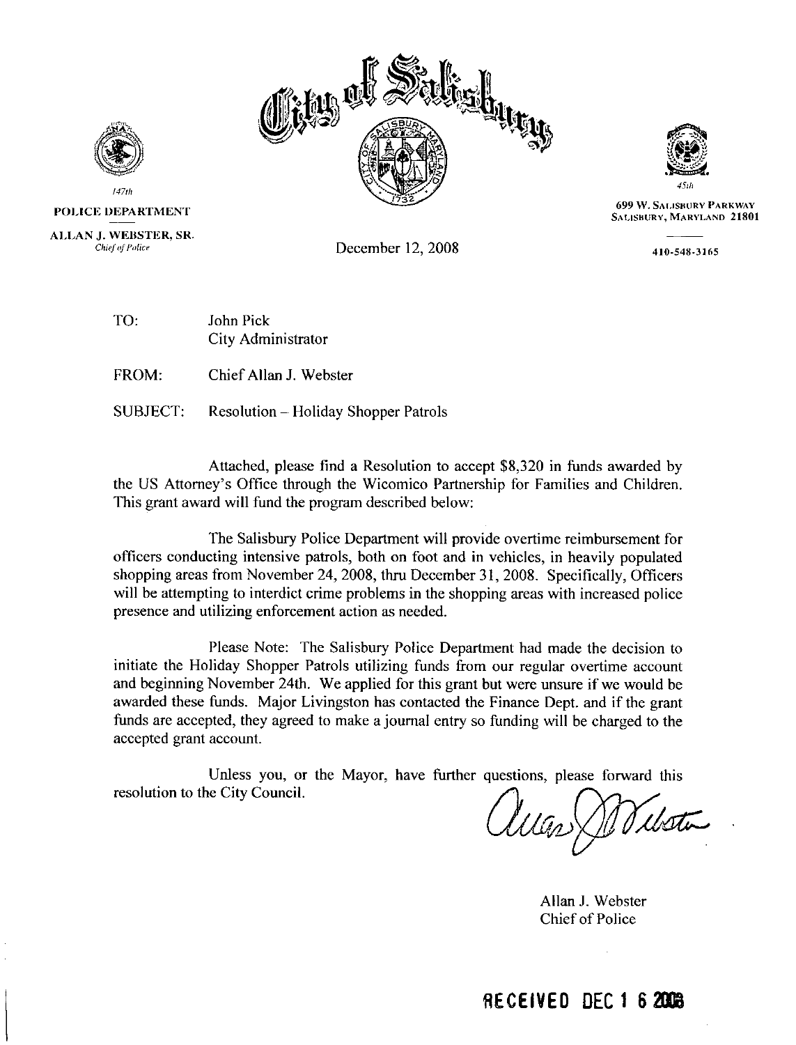# City of Salisbury

147th

**POLICE DEPARTMENT**

**ALLAN J. WEBSTER, SR.**
*Chief of Police*

45th

699 W. Salisbury Parkway
Salisbury, Maryland 21801

410-548-3165

December 12, 2008

TO: John Pick
City Administrator

FROM: Chief Allan J. Webster

SUBJECT: Resolution – Holiday Shopper Patrols

Attached, please find a Resolution to accept $8,320 in funds awarded by the US Attorney's Office through the Wicomico Partnership for Families and Children. This grant award will fund the program described below:

The Salisbury Police Department will provide overtime reimbursement for officers conducting intensive patrols, both on foot and in vehicles, in heavily populated shopping areas from November 24, 2008, thru December 31, 2008. Specifically, Officers will be attempting to interdict crime problems in the shopping areas with increased police presence and utilizing enforcement action as needed.

Please Note: The Salisbury Police Department had made the decision to initiate the Holiday Shopper Patrols utilizing funds from our regular overtime account and beginning November 24th. We applied for this grant but were unsure if we would be awarded these funds. Major Livingston has contacted the Finance Dept. and if the grant funds are accepted, they agreed to make a journal entry so funding will be charged to the accepted grant account.

Unless you, or the Mayor, have further questions, please forward this resolution to the City Council.

Allan J. Webster
Chief of Police

RECEIVED DEC 1 6 2008